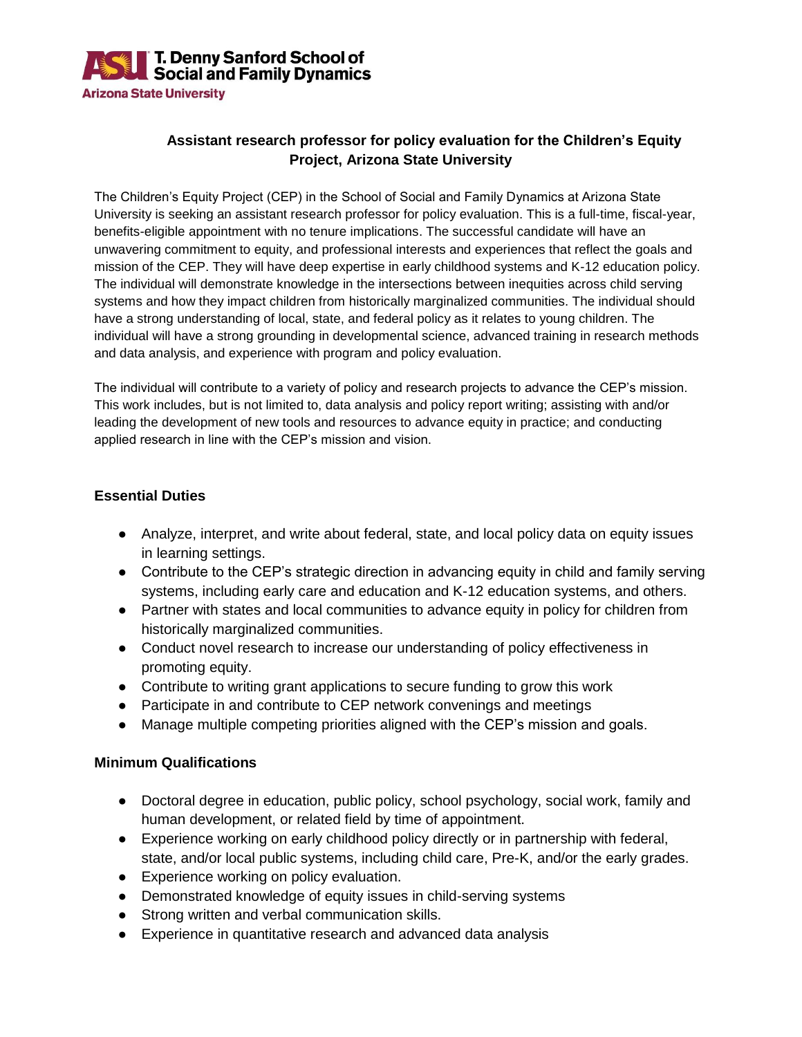T. Denny Sanford School of Social and Family Dynamics
Arizona State University

# Assistant research professor for policy evaluation for the Children's Equity Project, Arizona State University

The Children's Equity Project (CEP) in the School of Social and Family Dynamics at Arizona State University is seeking an assistant research professor for policy evaluation. This is a full-time, fiscal-year, benefits-eligible appointment with no tenure implications. The successful candidate will have an unwavering commitment to equity, and professional interests and experiences that reflect the goals and mission of the CEP. They will have deep expertise in early childhood systems and K-12 education policy. The individual will demonstrate knowledge in the intersections between inequities across child serving systems and how they impact children from historically marginalized communities. The individual should have a strong understanding of local, state, and federal policy as it relates to young children. The individual will have a strong grounding in developmental science, advanced training in research methods and data analysis, and experience with program and policy evaluation.

The individual will contribute to a variety of policy and research projects to advance the CEP's mission. This work includes, but is not limited to, data analysis and policy report writing; assisting with and/or leading the development of new tools and resources to advance equity in practice; and conducting applied research in line with the CEP's mission and vision.

## Essential Duties

- Analyze, interpret, and write about federal, state, and local policy data on equity issues in learning settings.
- Contribute to the CEP's strategic direction in advancing equity in child and family serving systems, including early care and education and K-12 education systems, and others.
- Partner with states and local communities to advance equity in policy for children from historically marginalized communities.
- Conduct novel research to increase our understanding of policy effectiveness in promoting equity.
- Contribute to writing grant applications to secure funding to grow this work
- Participate in and contribute to CEP network convenings and meetings
- Manage multiple competing priorities aligned with the CEP's mission and goals.

## Minimum Qualifications

- Doctoral degree in education, public policy, school psychology, social work, family and human development, or related field by time of appointment.
- Experience working on early childhood policy directly or in partnership with federal, state, and/or local public systems, including child care, Pre-K, and/or the early grades.
- Experience working on policy evaluation.
- Demonstrated knowledge of equity issues in child-serving systems
- Strong written and verbal communication skills.
- Experience in quantitative research and advanced data analysis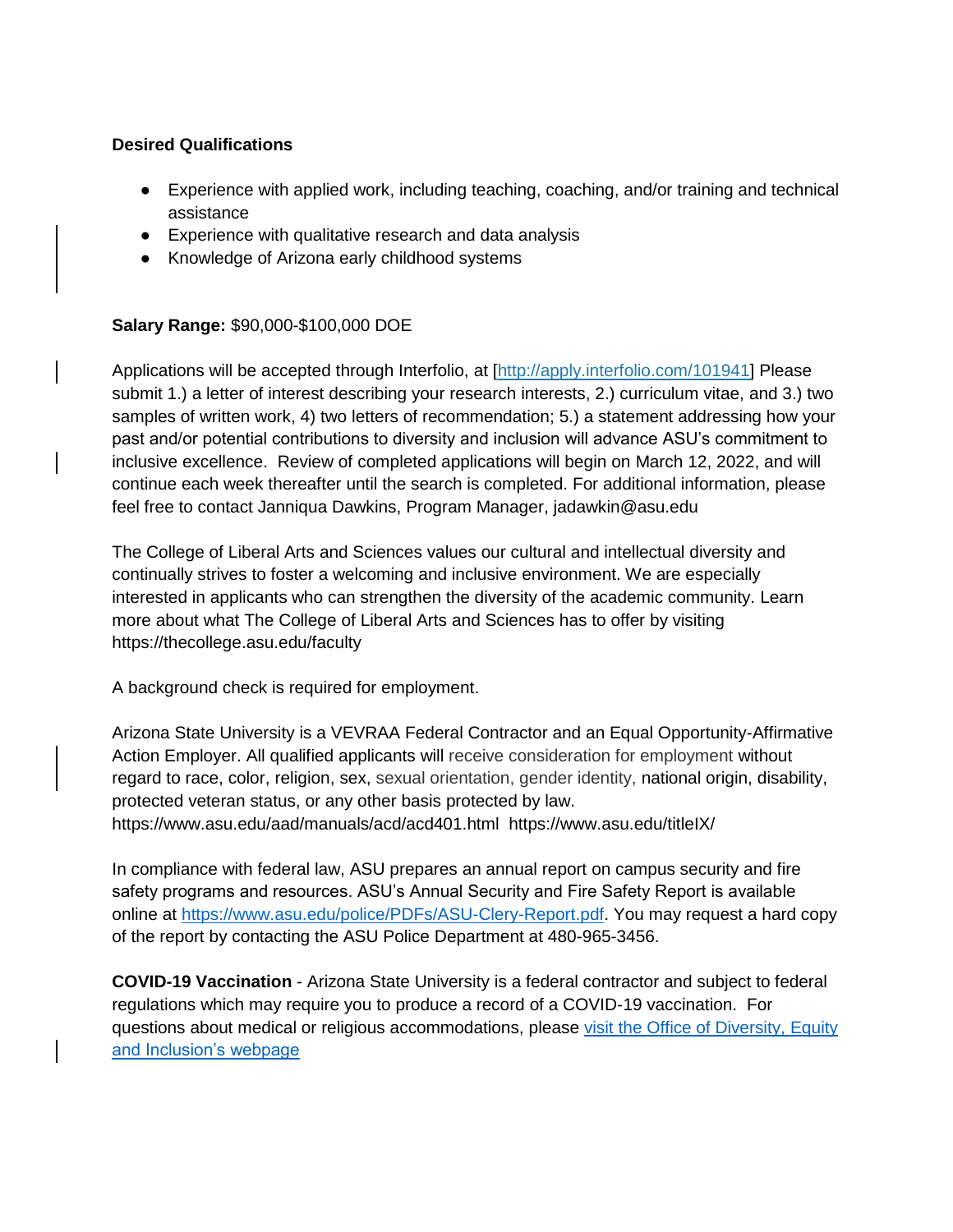**Desired Qualifications**

- Experience with applied work, including teaching, coaching, and/or training and technical assistance
- Experience with qualitative research and data analysis
- Knowledge of Arizona early childhood systems

**Salary Range:** $90,000-$100,000 DOE

Applications will be accepted through Interfolio, at [http://apply.interfolio.com/101941] Please submit 1.) a letter of interest describing your research interests, 2.) curriculum vitae, and 3.) two samples of written work, 4) two letters of recommendation; 5.) a statement addressing how your past and/or potential contributions to diversity and inclusion will advance ASU's commitment to inclusive excellence. Review of completed applications will begin on March 12, 2022, and will continue each week thereafter until the search is completed. For additional information, please feel free to contact Janniqua Dawkins, Program Manager, jadawkin@asu.edu

The College of Liberal Arts and Sciences values our cultural and intellectual diversity and continually strives to foster a welcoming and inclusive environment. We are especially interested in applicants who can strengthen the diversity of the academic community. Learn more about what The College of Liberal Arts and Sciences has to offer by visiting https://thecollege.asu.edu/faculty

A background check is required for employment.

Arizona State University is a VEVRAA Federal Contractor and an Equal Opportunity-Affirmative Action Employer. All qualified applicants will receive consideration for employment without regard to race, color, religion, sex, sexual orientation, gender identity, national origin, disability, protected veteran status, or any other basis protected by law.
https://www.asu.edu/aad/manuals/acd/acd401.html https://www.asu.edu/titleIX/

In compliance with federal law, ASU prepares an annual report on campus security and fire safety programs and resources. ASU's Annual Security and Fire Safety Report is available online at https://www.asu.edu/police/PDFs/ASU-Clery-Report.pdf. You may request a hard copy of the report by contacting the ASU Police Department at 480-965-3456.

**COVID-19 Vaccination** - Arizona State University is a federal contractor and subject to federal regulations which may require you to produce a record of a COVID-19 vaccination. For questions about medical or religious accommodations, please visit the Office of Diversity, Equity and Inclusion's webpage